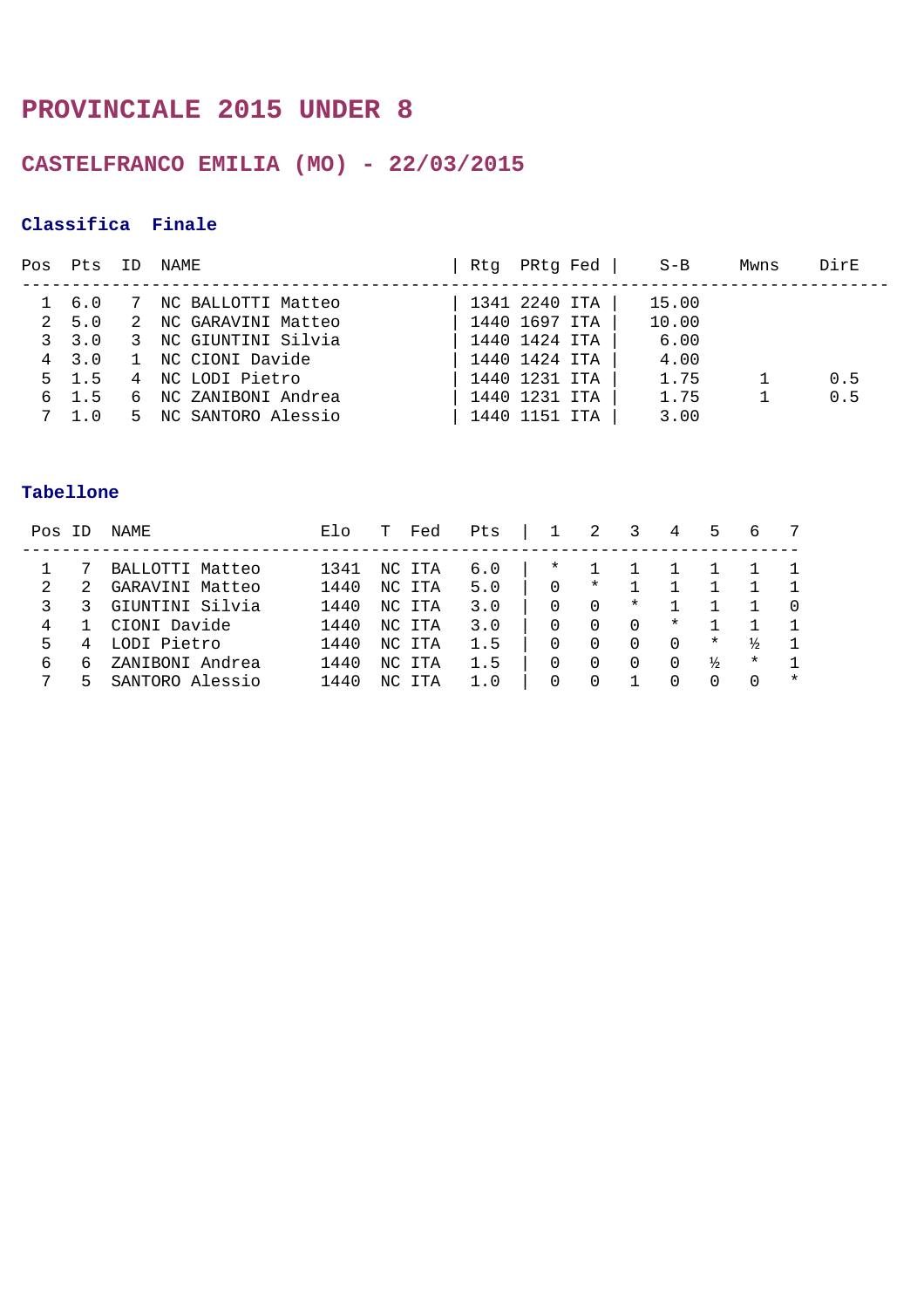# PROVINCIALE 2015 UNDER 8

## CASTELFRANCO EMILIA (MO) - 22/03/2015

### Classifica Finale

| Pos | Pts | ID | NAME | Rtg | PRtg | Fed | S-B | Mwns | DirE |
|---|---|---|---|---|---|---|---|---|---|
| 1 | 6.0 | 7 | NC BALLOTTI Matteo | 1341 | 2240 | ITA | 15.00 | | |
| 2 | 5.0 | 2 | NC GARAVINI Matteo | 1440 | 1697 | ITA | 10.00 | | |
| 3 | 3.0 | 3 | NC GIUNTINI Silvia | 1440 | 1424 | ITA | 6.00 | | |
| 4 | 3.0 | 1 | NC CIONI Davide | 1440 | 1424 | ITA | 4.00 | | |
| 5 | 1.5 | 4 | NC LODI Pietro | 1440 | 1231 | ITA | 1.75 | 1 | 0.5 |
| 6 | 1.5 | 6 | NC ZANIBONI Andrea | 1440 | 1231 | ITA | 1.75 | 1 | 0.5 |
| 7 | 1.0 | 5 | NC SANTORO Alessio | 1440 | 1151 | ITA | 3.00 | | |

### Tabellone

| Pos | ID | NAME | Elo | T | Fed | Pts | 1 | 2 | 3 | 4 | 5 | 6 | 7 |
|---|---|---|---|---|---|---|---|---|---|---|---|---|---|
| 1 | 7 | BALLOTTI Matteo | 1341 | NC | ITA | 6.0 | * | 1 | 1 | 1 | 1 | 1 | 1 |
| 2 | 2 | GARAVINI Matteo | 1440 | NC | ITA | 5.0 | 0 | * | 1 | 1 | 1 | 1 | 1 |
| 3 | 3 | GIUNTINI Silvia | 1440 | NC | ITA | 3.0 | 0 | 0 | * | 1 | 1 | 1 | 0 |
| 4 | 1 | CIONI Davide | 1440 | NC | ITA | 3.0 | 0 | 0 | 0 | * | 1 | 1 | 1 |
| 5 | 4 | LODI Pietro | 1440 | NC | ITA | 1.5 | 0 | 0 | 0 | 0 | * | ½ | 1 |
| 6 | 6 | ZANIBONI Andrea | 1440 | NC | ITA | 1.5 | 0 | 0 | 0 | 0 | ½ | * | 1 |
| 7 | 5 | SANTORO Alessio | 1440 | NC | ITA | 1.0 | 0 | 0 | 1 | 0 | 0 | 0 | * |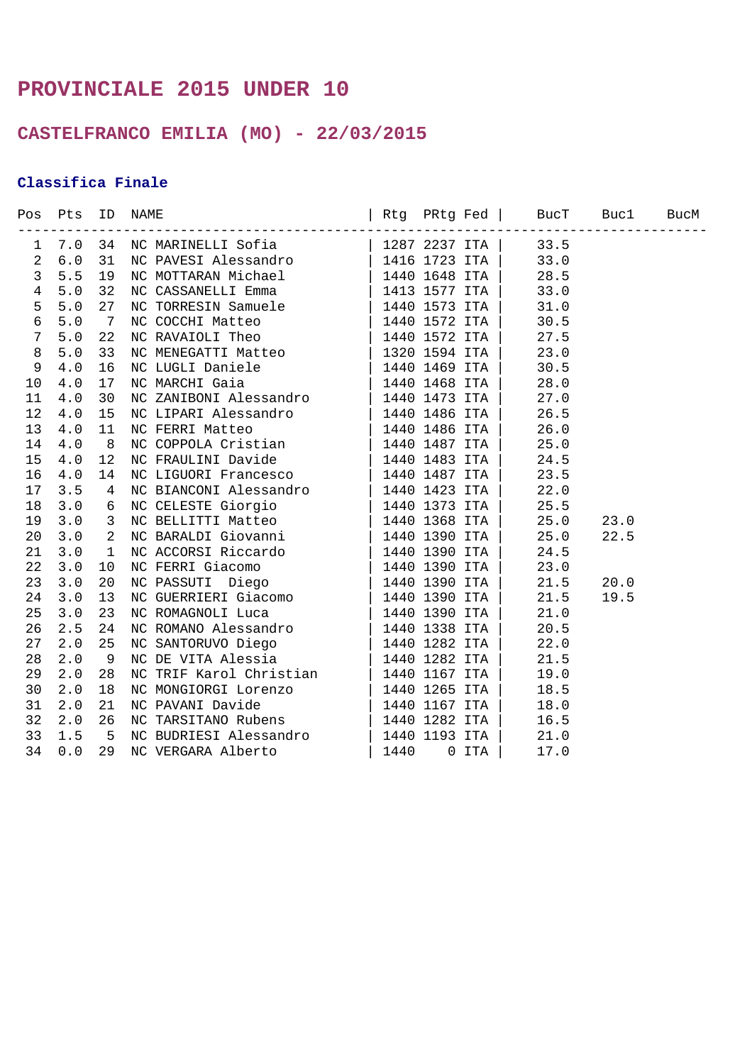# PROVINCIALE 2015 UNDER 10

## CASTELFRANCO EMILIA (MO) - 22/03/2015

### Classifica Finale

| Pos | Pts | ID | NAME | Rtg | PRtg | Fed | BucT | Buc1 | BucM |
|---|---|---|---|---|---|---|---|---|---|
| 1 | 7.0 | 34 | NC MARINELLI Sofia | 1287 | 2237 | ITA | 33.5 | | |
| 2 | 6.0 | 31 | NC PAVESI Alessandro | 1416 | 1723 | ITA | 33.0 | | |
| 3 | 5.5 | 19 | NC MOTTARAN Michael | 1440 | 1648 | ITA | 28.5 | | |
| 4 | 5.0 | 32 | NC CASSANELLI Emma | 1413 | 1577 | ITA | 33.0 | | |
| 5 | 5.0 | 27 | NC TORRESIN Samuele | 1440 | 1573 | ITA | 31.0 | | |
| 6 | 5.0 | 7 | NC COCCHI Matteo | 1440 | 1572 | ITA | 30.5 | | |
| 7 | 5.0 | 22 | NC RAVAIOLI Theo | 1440 | 1572 | ITA | 27.5 | | |
| 8 | 5.0 | 33 | NC MENEGATTI Matteo | 1320 | 1594 | ITA | 23.0 | | |
| 9 | 4.0 | 16 | NC LUGLI Daniele | 1440 | 1469 | ITA | 30.5 | | |
| 10 | 4.0 | 17 | NC MARCHI Gaia | 1440 | 1468 | ITA | 28.0 | | |
| 11 | 4.0 | 30 | NC ZANIBONI Alessandro | 1440 | 1473 | ITA | 27.0 | | |
| 12 | 4.0 | 15 | NC LIPARI Alessandro | 1440 | 1486 | ITA | 26.5 | | |
| 13 | 4.0 | 11 | NC FERRI Matteo | 1440 | 1486 | ITA | 26.0 | | |
| 14 | 4.0 | 8 | NC COPPOLA Cristian | 1440 | 1487 | ITA | 25.0 | | |
| 15 | 4.0 | 12 | NC FRAULINI Davide | 1440 | 1483 | ITA | 24.5 | | |
| 16 | 4.0 | 14 | NC LIGUORI Francesco | 1440 | 1487 | ITA | 23.5 | | |
| 17 | 3.5 | 4 | NC BIANCONI Alessandro | 1440 | 1423 | ITA | 22.0 | | |
| 18 | 3.0 | 6 | NC CELESTE Giorgio | 1440 | 1373 | ITA | 25.5 | | |
| 19 | 3.0 | 3 | NC BELLITTI Matteo | 1440 | 1368 | ITA | 25.0 | 23.0 | |
| 20 | 3.0 | 2 | NC BARALDI Giovanni | 1440 | 1390 | ITA | 25.0 | 22.5 | |
| 21 | 3.0 | 1 | NC ACCORSI Riccardo | 1440 | 1390 | ITA | 24.5 | | |
| 22 | 3.0 | 10 | NC FERRI Giacomo | 1440 | 1390 | ITA | 23.0 | | |
| 23 | 3.0 | 20 | NC PASSUTI Diego | 1440 | 1390 | ITA | 21.5 | 20.0 | |
| 24 | 3.0 | 13 | NC GUERRIERI Giacomo | 1440 | 1390 | ITA | 21.5 | 19.5 | |
| 25 | 3.0 | 23 | NC ROMAGNOLI Luca | 1440 | 1390 | ITA | 21.0 | | |
| 26 | 2.5 | 24 | NC ROMANO Alessandro | 1440 | 1338 | ITA | 20.5 | | |
| 27 | 2.0 | 25 | NC SANTORUVO Diego | 1440 | 1282 | ITA | 22.0 | | |
| 28 | 2.0 | 9 | NC DE VITA Alessia | 1440 | 1282 | ITA | 21.5 | | |
| 29 | 2.0 | 28 | NC TRIF Karol Christian | 1440 | 1167 | ITA | 19.0 | | |
| 30 | 2.0 | 18 | NC MONGIORGI Lorenzo | 1440 | 1265 | ITA | 18.5 | | |
| 31 | 2.0 | 21 | NC PAVANI Davide | 1440 | 1167 | ITA | 18.0 | | |
| 32 | 2.0 | 26 | NC TARSITANO Rubens | 1440 | 1282 | ITA | 16.5 | | |
| 33 | 1.5 | 5 | NC BUDRIESI Alessandro | 1440 | 1193 | ITA | 21.0 | | |
| 34 | 0.0 | 29 | NC VERGARA Alberto | 1440 | 0 | ITA | 17.0 | | |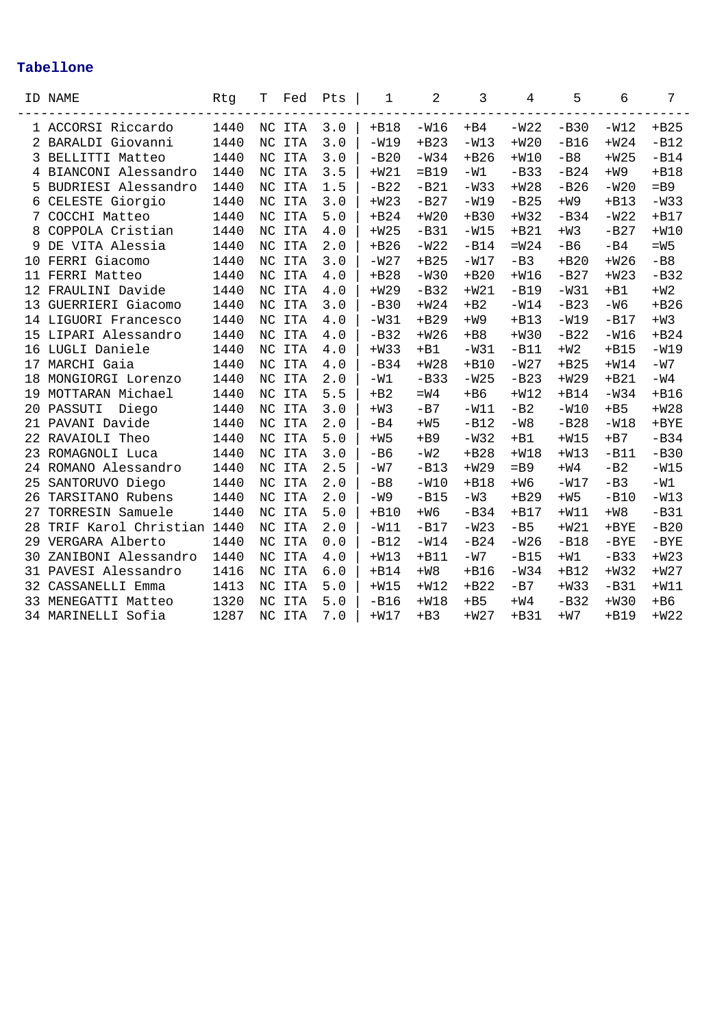## Tabellone

| ID | NAME | Rtg | T | Fed | Pts | 1 | 2 | 3 | 4 | 5 | 6 | 7 |
|---|---|---|---|---|---|---|---|---|---|---|---|---|
| 1 | ACCORSI Riccardo | 1440 | NC | ITA | 3.0 | +B18 | -W16 | +B4 | -W22 | -B30 | -W12 | +B25 |
| 2 | BARALDI Giovanni | 1440 | NC | ITA | 3.0 | -W19 | +B23 | -W13 | +W20 | -B16 | +W24 | -B12 |
| 3 | BELLITTI Matteo | 1440 | NC | ITA | 3.0 | -B20 | -W34 | +B26 | +W10 | -B8 | +W25 | -B14 |
| 4 | BIANCONI Alessandro | 1440 | NC | ITA | 3.5 | +W21 | =B19 | -W1 | -B33 | -B24 | +W9 | +B18 |
| 5 | BUDRIESI Alessandro | 1440 | NC | ITA | 1.5 | -B22 | -B21 | -W33 | +W28 | -B26 | -W20 | =B9 |
| 6 | CELESTE Giorgio | 1440 | NC | ITA | 3.0 | +W23 | -B27 | -W19 | -B25 | +W9 | +B13 | -W33 |
| 7 | COCCHI Matteo | 1440 | NC | ITA | 5.0 | +B24 | +W20 | +B30 | +W32 | -B34 | -W22 | +B17 |
| 8 | COPPOLA Cristian | 1440 | NC | ITA | 4.0 | +W25 | -B31 | -W15 | +B21 | +W3 | -B27 | +W10 |
| 9 | DE VITA Alessia | 1440 | NC | ITA | 2.0 | +B26 | -W22 | -B14 | =W24 | -B6 | -B4 | =W5 |
| 10 | FERRI Giacomo | 1440 | NC | ITA | 3.0 | -W27 | +B25 | -W17 | -B3 | +B20 | +W26 | -B8 |
| 11 | FERRI Matteo | 1440 | NC | ITA | 4.0 | +B28 | -W30 | +B20 | +W16 | -B27 | +W23 | -B32 |
| 12 | FRAULINI Davide | 1440 | NC | ITA | 4.0 | +W29 | -B32 | +W21 | -B19 | -W31 | +B1 | +W2 |
| 13 | GUERRIERI Giacomo | 1440 | NC | ITA | 3.0 | -B30 | +W24 | +B2 | -W14 | -B23 | -W6 | +B26 |
| 14 | LIGUORI Francesco | 1440 | NC | ITA | 4.0 | -W31 | +B29 | +W9 | +B13 | -W19 | -B17 | +W3 |
| 15 | LIPARI Alessandro | 1440 | NC | ITA | 4.0 | -B32 | +W26 | +B8 | +W30 | -B22 | -W16 | +B24 |
| 16 | LUGLI Daniele | 1440 | NC | ITA | 4.0 | +W33 | +B1 | -W31 | -B11 | +W2 | +B15 | -W19 |
| 17 | MARCHI Gaia | 1440 | NC | ITA | 4.0 | -B34 | +W28 | +B10 | -W27 | +B25 | +W14 | -W7 |
| 18 | MONGIORGI Lorenzo | 1440 | NC | ITA | 2.0 | -W1 | -B33 | -W25 | -B23 | +W29 | +B21 | -W4 |
| 19 | MOTTARAN Michael | 1440 | NC | ITA | 5.5 | +B2 | =W4 | +B6 | +W12 | +B14 | -W34 | +B16 |
| 20 | PASSUTI Diego | 1440 | NC | ITA | 3.0 | +W3 | -B7 | -W11 | -B2 | -W10 | +B5 | +W28 |
| 21 | PAVANI Davide | 1440 | NC | ITA | 2.0 | -B4 | +W5 | -B12 | -W8 | -B28 | -W18 | +BYE |
| 22 | RAVAIOLI Theo | 1440 | NC | ITA | 5.0 | +W5 | +B9 | -W32 | +B1 | +W15 | +B7 | -B34 |
| 23 | ROMAGNOLI Luca | 1440 | NC | ITA | 3.0 | -B6 | -W2 | +B28 | +W18 | +W13 | -B11 | -B30 |
| 24 | ROMANO Alessandro | 1440 | NC | ITA | 2.5 | -W7 | -B13 | +W29 | =B9 | +W4 | -B2 | -W15 |
| 25 | SANTORUVO Diego | 1440 | NC | ITA | 2.0 | -B8 | -W10 | +B18 | +W6 | -W17 | -B3 | -W1 |
| 26 | TARSITANO Rubens | 1440 | NC | ITA | 2.0 | -W9 | -B15 | -W3 | +B29 | +W5 | -B10 | -W13 |
| 27 | TORRESIN Samuele | 1440 | NC | ITA | 5.0 | +B10 | +W6 | -B34 | +B17 | +W11 | +W8 | -B31 |
| 28 | TRIF Karol Christian | 1440 | NC | ITA | 2.0 | -W11 | -B17 | -W23 | -B5 | +W21 | +BYE | -B20 |
| 29 | VERGARA Alberto | 1440 | NC | ITA | 0.0 | -B12 | -W14 | -B24 | -W26 | -B18 | -BYE | -BYE |
| 30 | ZANIBONI Alessandro | 1440 | NC | ITA | 4.0 | +W13 | +B11 | -W7 | -B15 | +W1 | -B33 | +W23 |
| 31 | PAVESI Alessandro | 1416 | NC | ITA | 6.0 | +B14 | +W8 | +B16 | -W34 | +B12 | +W32 | +W27 |
| 32 | CASSANELLI Emma | 1413 | NC | ITA | 5.0 | +W15 | +W12 | +B22 | -B7 | +W33 | -B31 | +W11 |
| 33 | MENEGATTI Matteo | 1320 | NC | ITA | 5.0 | -B16 | +W18 | +B5 | +W4 | -B32 | +W30 | +B6 |
| 34 | MARINELLI Sofia | 1287 | NC | ITA | 7.0 | +W17 | +B3 | +W27 | +B31 | +W7 | +B19 | +W22 |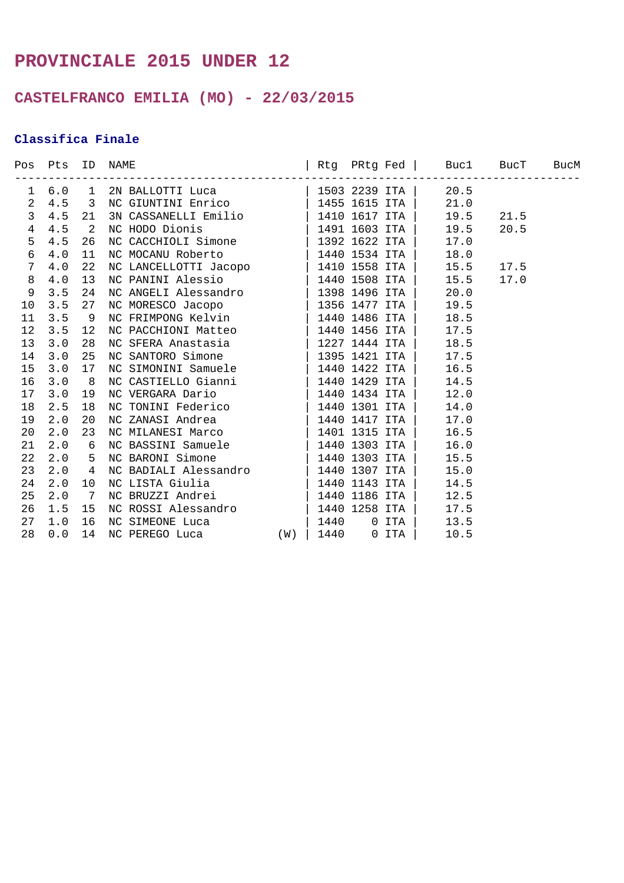# PROVINCIALE 2015 UNDER 12

## CASTELFRANCO EMILIA (MO) - 22/03/2015

### Classifica Finale

| Pos | Pts | ID | NAME | | Rtg | PRtg | Fed | Buc1 | BucT | BucM |
|---|---|---|---|---|---|---|---|---|---|---|
| 1 | 6.0 | 1 | 2N BALLOTTI Luca | | 1503 | 2239 | ITA | 20.5 | | |
| 2 | 4.5 | 3 | NC GIUNTINI Enrico | | 1455 | 1615 | ITA | 21.0 | | |
| 3 | 4.5 | 21 | 3N CASSANELLI Emilio | | 1410 | 1617 | ITA | 19.5 | 21.5 | |
| 4 | 4.5 | 2 | NC HODO Dionis | | 1491 | 1603 | ITA | 19.5 | 20.5 | |
| 5 | 4.5 | 26 | NC CACCHIOLI Simone | | 1392 | 1622 | ITA | 17.0 | | |
| 6 | 4.0 | 11 | NC MOCANU Roberto | | 1440 | 1534 | ITA | 18.0 | | |
| 7 | 4.0 | 22 | NC LANCELLOTTI Jacopo | | 1410 | 1558 | ITA | 15.5 | 17.5 | |
| 8 | 4.0 | 13 | NC PANINI Alessio | | 1440 | 1508 | ITA | 15.5 | 17.0 | |
| 9 | 3.5 | 24 | NC ANGELI Alessandro | | 1398 | 1496 | ITA | 20.0 | | |
| 10 | 3.5 | 27 | NC MORESCO Jacopo | | 1356 | 1477 | ITA | 19.5 | | |
| 11 | 3.5 | 9 | NC FRIMPONG Kelvin | | 1440 | 1486 | ITA | 18.5 | | |
| 12 | 3.5 | 12 | NC PACCHIONI Matteo | | 1440 | 1456 | ITA | 17.5 | | |
| 13 | 3.0 | 28 | NC SFERA Anastasia | | 1227 | 1444 | ITA | 18.5 | | |
| 14 | 3.0 | 25 | NC SANTORO Simone | | 1395 | 1421 | ITA | 17.5 | | |
| 15 | 3.0 | 17 | NC SIMONINI Samuele | | 1440 | 1422 | ITA | 16.5 | | |
| 16 | 3.0 | 8 | NC CASTIELLO Gianni | | 1440 | 1429 | ITA | 14.5 | | |
| 17 | 3.0 | 19 | NC VERGARA Dario | | 1440 | 1434 | ITA | 12.0 | | |
| 18 | 2.5 | 18 | NC TONINI Federico | | 1440 | 1301 | ITA | 14.0 | | |
| 19 | 2.0 | 20 | NC ZANASI Andrea | | 1440 | 1417 | ITA | 17.0 | | |
| 20 | 2.0 | 23 | NC MILANESI Marco | | 1401 | 1315 | ITA | 16.5 | | |
| 21 | 2.0 | 6 | NC BASSINI Samuele | | 1440 | 1303 | ITA | 16.0 | | |
| 22 | 2.0 | 5 | NC BARONI Simone | | 1440 | 1303 | ITA | 15.5 | | |
| 23 | 2.0 | 4 | NC BADIALI Alessandro | | 1440 | 1307 | ITA | 15.0 | | |
| 24 | 2.0 | 10 | NC LISTA Giulia | | 1440 | 1143 | ITA | 14.5 | | |
| 25 | 2.0 | 7 | NC BRUZZI Andrei | | 1440 | 1186 | ITA | 12.5 | | |
| 26 | 1.5 | 15 | NC ROSSI Alessandro | | 1440 | 1258 | ITA | 17.5 | | |
| 27 | 1.0 | 16 | NC SIMEONE Luca | | 1440 | 0 | ITA | 13.5 | | |
| 28 | 0.0 | 14 | NC PEREGO Luca | (W) | 1440 | 0 | ITA | 10.5 | | |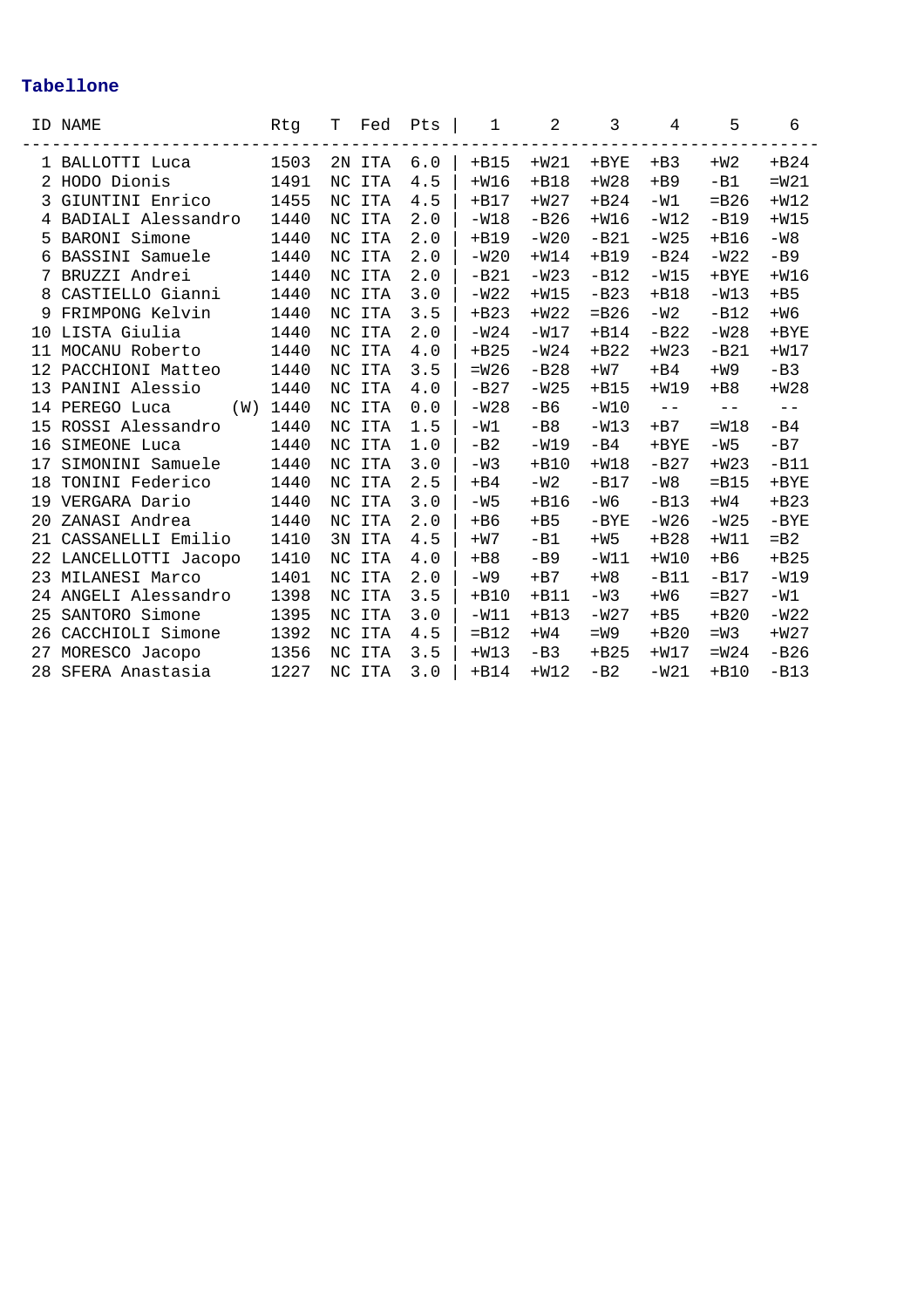## Tabellone

| ID | NAME | Rtg | T | Fed | Pts | 1 | 2 | 3 | 4 | 5 | 6 |
|---|---|---|---|---|---|---|---|---|---|---|---|
| 1 | BALLOTTI Luca | 1503 | 2N | ITA | 6.0 | +B15 | +W21 | +BYE | +B3 | +W2 | +B24 |
| 2 | HODO Dionis | 1491 | NC | ITA | 4.5 | +W16 | +B18 | +W28 | +B9 | -B1 | =W21 |
| 3 | GIUNTINI Enrico | 1455 | NC | ITA | 4.5 | +B17 | +W27 | +B24 | -W1 | =B26 | +W12 |
| 4 | BADIALI Alessandro | 1440 | NC | ITA | 2.0 | -W18 | -B26 | +W16 | -W12 | -B19 | +W15 |
| 5 | BARONI Simone | 1440 | NC | ITA | 2.0 | +B19 | -W20 | -B21 | -W25 | +B16 | -W8 |
| 6 | BASSINI Samuele | 1440 | NC | ITA | 2.0 | -W20 | +W14 | +B19 | -B24 | -W22 | -B9 |
| 7 | BRUZZI Andrei | 1440 | NC | ITA | 2.0 | -B21 | -W23 | -B12 | -W15 | +BYE | +W16 |
| 8 | CASTIELLO Gianni | 1440 | NC | ITA | 3.0 | -W22 | +W15 | -B23 | +B18 | -W13 | +B5 |
| 9 | FRIMPONG Kelvin | 1440 | NC | ITA | 3.5 | +B23 | +W22 | =B26 | -W2 | -B12 | +W6 |
| 10 | LISTA Giulia | 1440 | NC | ITA | 2.0 | -W24 | -W17 | +B14 | -B22 | -W28 | +BYE |
| 11 | MOCANU Roberto | 1440 | NC | ITA | 4.0 | +B25 | -W24 | +B22 | +W23 | -B21 | +W17 |
| 12 | PACCHIONI Matteo | 1440 | NC | ITA | 3.5 | =W26 | -B28 | +W7 | +B4 | +W9 | -B3 |
| 13 | PANINI Alessio | 1440 | NC | ITA | 4.0 | -B27 | -W25 | +B15 | +W19 | +B8 | +W28 |
| 14 | PEREGO Luca (W) | 1440 | NC | ITA | 0.0 | -W28 | -B6 | -W10 | -- | -- | -- |
| 15 | ROSSI Alessandro | 1440 | NC | ITA | 1.5 | -W1 | -B8 | -W13 | +B7 | =W18 | -B4 |
| 16 | SIMEONE Luca | 1440 | NC | ITA | 1.0 | -B2 | -W19 | -B4 | +BYE | -W5 | -B7 |
| 17 | SIMONINI Samuele | 1440 | NC | ITA | 3.0 | -W3 | +B10 | +W18 | -B27 | +W23 | -B11 |
| 18 | TONINI Federico | 1440 | NC | ITA | 2.5 | +B4 | -W2 | -B17 | -W8 | =B15 | +BYE |
| 19 | VERGARA Dario | 1440 | NC | ITA | 3.0 | -W5 | +B16 | -W6 | -B13 | +W4 | +B23 |
| 20 | ZANASI Andrea | 1440 | NC | ITA | 2.0 | +B6 | +B5 | -BYE | -W26 | -W25 | -BYE |
| 21 | CASSANELLI Emilio | 1410 | 3N | ITA | 4.5 | +W7 | -B1 | +W5 | +B28 | +W11 | =B2 |
| 22 | LANCELLOTTI Jacopo | 1410 | NC | ITA | 4.0 | +B8 | -B9 | -W11 | +W10 | +B6 | +B25 |
| 23 | MILANESI Marco | 1401 | NC | ITA | 2.0 | -W9 | +B7 | +W8 | -B11 | -B17 | -W19 |
| 24 | ANGELI Alessandro | 1398 | NC | ITA | 3.5 | +B10 | +B11 | -W3 | +W6 | =B27 | -W1 |
| 25 | SANTORO Simone | 1395 | NC | ITA | 3.0 | -W11 | +B13 | -W27 | +B5 | +B20 | -W22 |
| 26 | CACCHIOLI Simone | 1392 | NC | ITA | 4.5 | =B12 | +W4 | =W9 | +B20 | =W3 | +W27 |
| 27 | MORESCO Jacopo | 1356 | NC | ITA | 3.5 | +W13 | -B3 | +B25 | +W17 | =W24 | -B26 |
| 28 | SFERA Anastasia | 1227 | NC | ITA | 3.0 | +B14 | +W12 | -B2 | -W21 | +B10 | -B13 |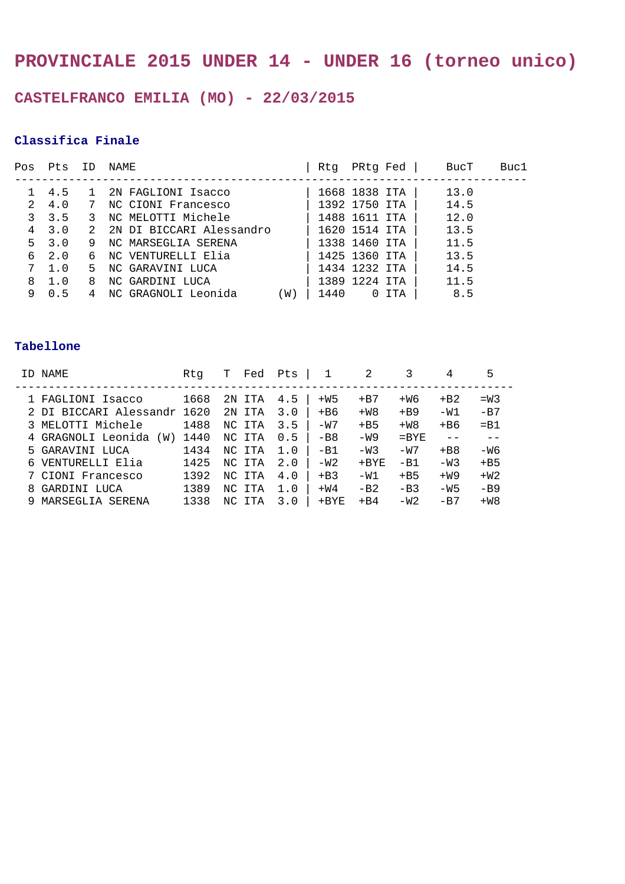# PROVINCIALE 2015 UNDER 14 - UNDER 16 (torneo unico)

## CASTELFRANCO EMILIA (MO) - 22/03/2015

### Classifica Finale

| Pos | Pts | ID | NAME | | Rtg | PRtg | Fed | BucT | Buc1 |
|---|---|---|---|---|---|---|---|---|---|
| 1 | 4.5 | 1 | 2N FAGLIONI Isacco | | 1668 | 1838 | ITA | 13.0 | |
| 2 | 4.0 | 7 | NC CIONI Francesco | | 1392 | 1750 | ITA | 14.5 | |
| 3 | 3.5 | 3 | NC MELOTTI Michele | | 1488 | 1611 | ITA | 12.0 | |
| 4 | 3.0 | 2 | 2N DI BICCARI Alessandro | | 1620 | 1514 | ITA | 13.5 | |
| 5 | 3.0 | 9 | NC MARSEGLIA SERENA | | 1338 | 1460 | ITA | 11.5 | |
| 6 | 2.0 | 6 | NC VENTURELLI Elia | | 1425 | 1360 | ITA | 13.5 | |
| 7 | 1.0 | 5 | NC GARAVINI LUCA | | 1434 | 1232 | ITA | 14.5 | |
| 8 | 1.0 | 8 | NC GARDINI LUCA | | 1389 | 1224 | ITA | 11.5 | |
| 9 | 0.5 | 4 | NC GRAGNOLI Leonida | (W) | 1440 | 0 | ITA | 8.5 | |

### Tabellone

| ID | NAME | Rtg | T | Fed | Pts | 1 | 2 | 3 | 4 | 5 |
|---|---|---|---|---|---|---|---|---|---|---|
| 1 | FAGLIONI Isacco | 1668 | 2N | ITA | 4.5 | +W5 | +B7 | +W6 | +B2 | =W3 |
| 2 | DI BICCARI Alessandr | 1620 | 2N | ITA | 3.0 | +B6 | +W8 | +B9 | -W1 | -B7 |
| 3 | MELOTTI Michele | 1488 | NC | ITA | 3.5 | -W7 | +B5 | +W8 | +B6 | =B1 |
| 4 | GRAGNOLI Leonida (W) | 1440 | NC | ITA | 0.5 | -B8 | -W9 | =BYE | -- | -- |
| 5 | GARAVINI LUCA | 1434 | NC | ITA | 1.0 | -B1 | -W3 | -W7 | +B8 | -W6 |
| 6 | VENTURELLI Elia | 1425 | NC | ITA | 2.0 | -W2 | +BYE | -B1 | -W3 | +B5 |
| 7 | CIONI Francesco | 1392 | NC | ITA | 4.0 | +B3 | -W1 | +B5 | +W9 | +W2 |
| 8 | GARDINI LUCA | 1389 | NC | ITA | 1.0 | +W4 | -B2 | -B3 | -W5 | -B9 |
| 9 | MARSEGLIA SERENA | 1338 | NC | ITA | 3.0 | +BYE | +B4 | -W2 | -B7 | +W8 |